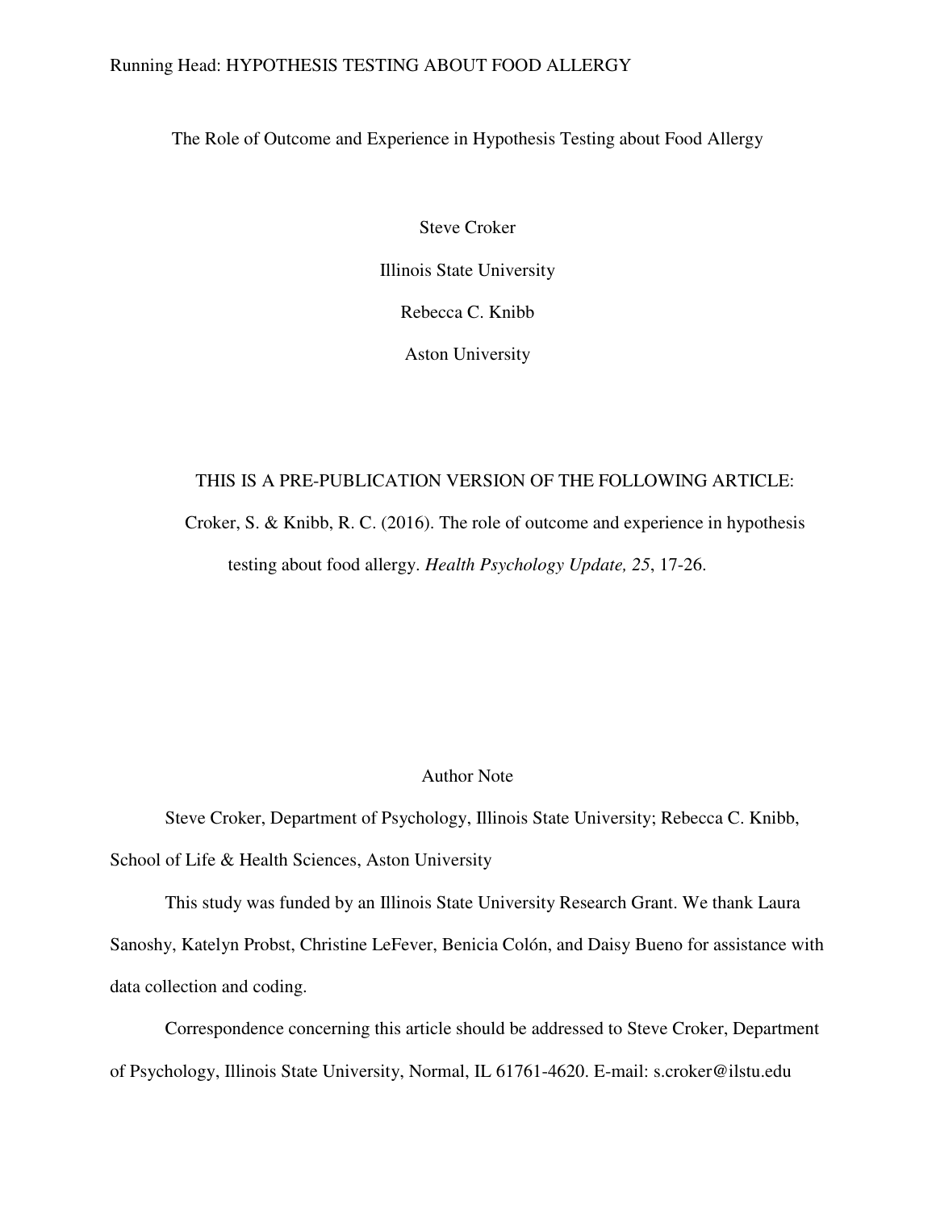# The Role of Outcome and Experience in Hypothesis Testing about Food Allergy

Steve Croker

Illinois State University

Rebecca C. Knibb

Aston University

THIS IS A PRE-PUBLICATION VERSION OF THE FOLLOWING ARTICLE:

Croker, S. & Knibb, R. C. (2016). The role of outcome and experience in hypothesis testing about food allergy. *Health Psychology Update, 25*, 17-26.

## Author Note

Steve Croker, Department of Psychology, Illinois State University; Rebecca C. Knibb, School of Life & Health Sciences, Aston University

This study was funded by an Illinois State University Research Grant. We thank Laura Sanoshy, Katelyn Probst, Christine LeFever, Benicia Colón, and Daisy Bueno for assistance with data collection and coding.

Correspondence concerning this article should be addressed to Steve Croker, Department of Psychology, Illinois State University, Normal, IL 61761-4620. E-mail: s.croker@ilstu.edu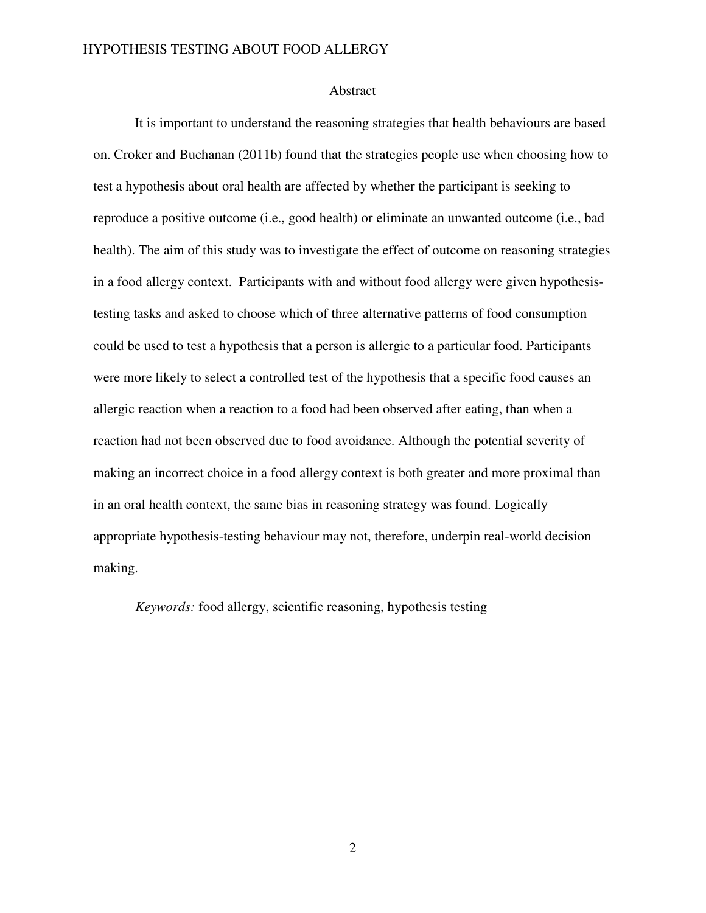## Abstract

It is important to understand the reasoning strategies that health behaviours are based on. Croker and Buchanan (2011b) found that the strategies people use when choosing how to test a hypothesis about oral health are affected by whether the participant is seeking to reproduce a positive outcome (i.e., good health) or eliminate an unwanted outcome (i.e., bad health). The aim of this study was to investigate the effect of outcome on reasoning strategies in a food allergy context. Participants with and without food allergy were given hypothesis-testing tasks and asked to choose which of three alternative patterns of food consumption could be used to test a hypothesis that a person is allergic to a particular food. Participants were more likely to select a controlled test of the hypothesis that a specific food causes an allergic reaction when a reaction to a food had been observed after eating, than when a reaction had not been observed due to food avoidance. Although the potential severity of making an incorrect choice in a food allergy context is both greater and more proximal than in an oral health context, the same bias in reasoning strategy was found. Logically appropriate hypothesis-testing behaviour may not, therefore, underpin real-world decision making.

*Keywords:* food allergy, scientific reasoning, hypothesis testing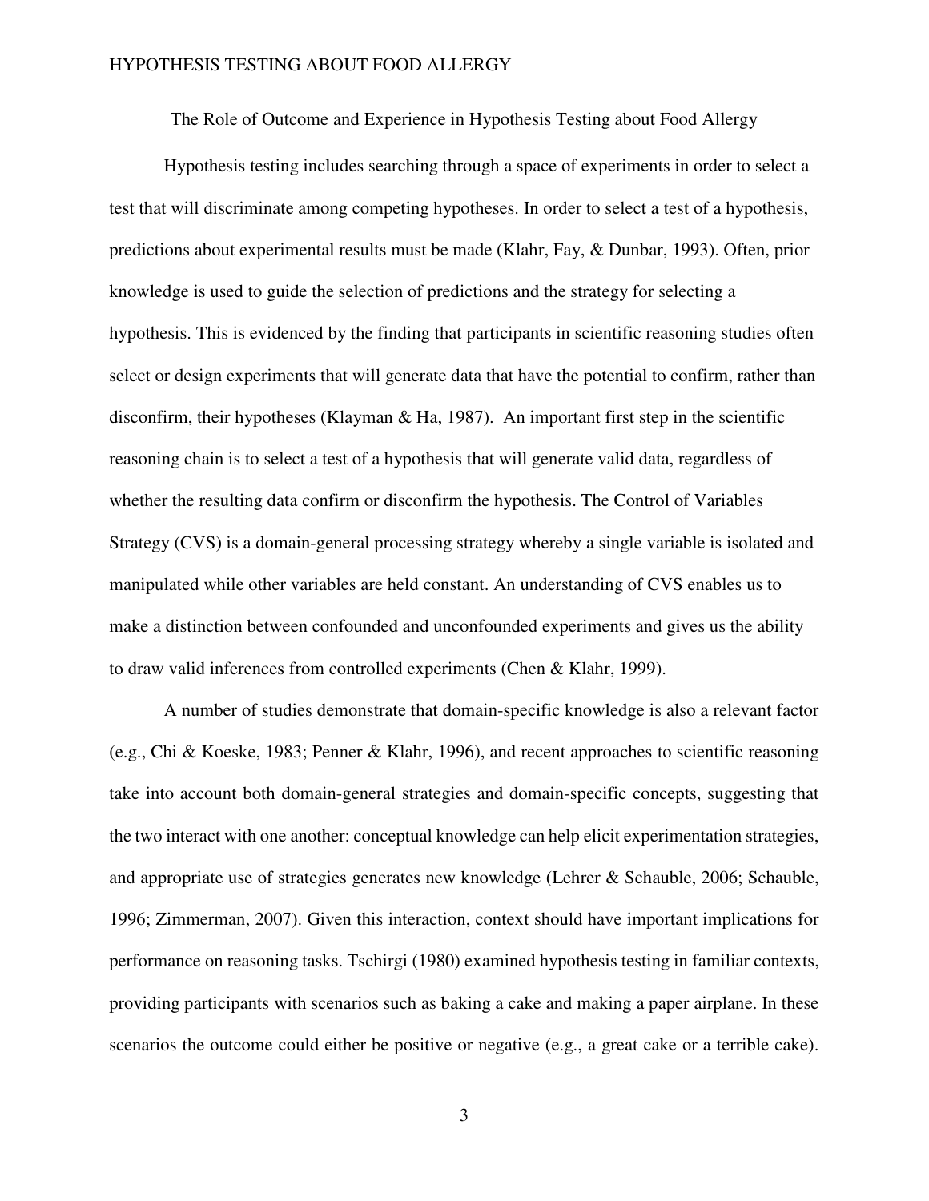# The Role of Outcome and Experience in Hypothesis Testing about Food Allergy

Hypothesis testing includes searching through a space of experiments in order to select a test that will discriminate among competing hypotheses. In order to select a test of a hypothesis, predictions about experimental results must be made (Klahr, Fay, & Dunbar, 1993). Often, prior knowledge is used to guide the selection of predictions and the strategy for selecting a hypothesis. This is evidenced by the finding that participants in scientific reasoning studies often select or design experiments that will generate data that have the potential to confirm, rather than disconfirm, their hypotheses (Klayman & Ha, 1987). An important first step in the scientific reasoning chain is to select a test of a hypothesis that will generate valid data, regardless of whether the resulting data confirm or disconfirm the hypothesis. The Control of Variables Strategy (CVS) is a domain-general processing strategy whereby a single variable is isolated and manipulated while other variables are held constant. An understanding of CVS enables us to make a distinction between confounded and unconfounded experiments and gives us the ability to draw valid inferences from controlled experiments (Chen & Klahr, 1999).

A number of studies demonstrate that domain-specific knowledge is also a relevant factor (e.g., Chi & Koeske, 1983; Penner & Klahr, 1996), and recent approaches to scientific reasoning take into account both domain-general strategies and domain-specific concepts, suggesting that the two interact with one another: conceptual knowledge can help elicit experimentation strategies, and appropriate use of strategies generates new knowledge (Lehrer & Schauble, 2006; Schauble, 1996; Zimmerman, 2007). Given this interaction, context should have important implications for performance on reasoning tasks. Tschirgi (1980) examined hypothesis testing in familiar contexts, providing participants with scenarios such as baking a cake and making a paper airplane. In these scenarios the outcome could either be positive or negative (e.g., a great cake or a terrible cake).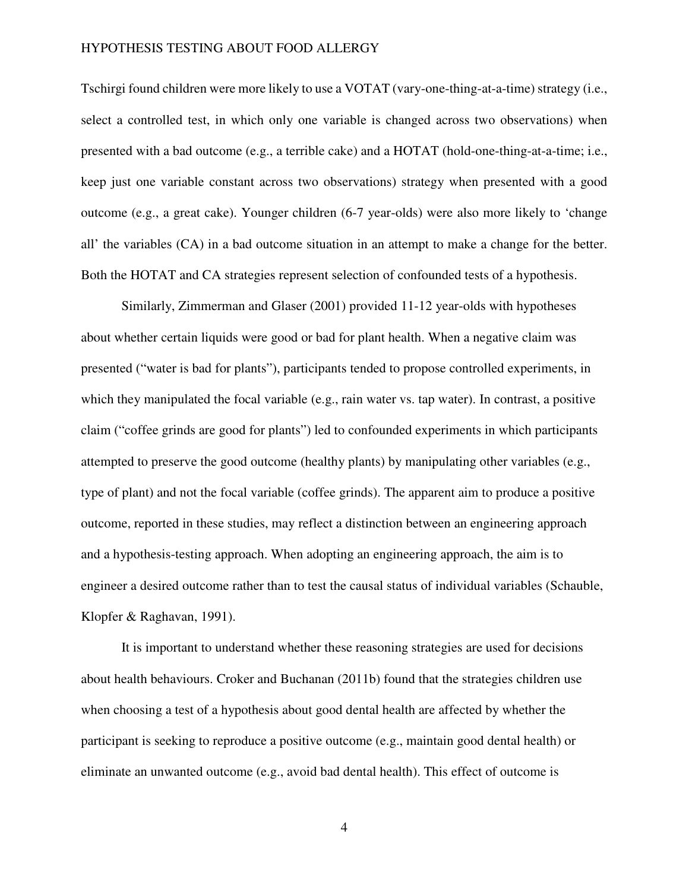Tschirgi found children were more likely to use a VOTAT (vary-one-thing-at-a-time) strategy (i.e., select a controlled test, in which only one variable is changed across two observations) when presented with a bad outcome (e.g., a terrible cake) and a HOTAT (hold-one-thing-at-a-time; i.e., keep just one variable constant across two observations) strategy when presented with a good outcome (e.g., a great cake). Younger children (6-7 year-olds) were also more likely to 'change all' the variables (CA) in a bad outcome situation in an attempt to make a change for the better. Both the HOTAT and CA strategies represent selection of confounded tests of a hypothesis.

Similarly, Zimmerman and Glaser (2001) provided 11-12 year-olds with hypotheses about whether certain liquids were good or bad for plant health. When a negative claim was presented ("water is bad for plants"), participants tended to propose controlled experiments, in which they manipulated the focal variable (e.g., rain water vs. tap water). In contrast, a positive claim ("coffee grinds are good for plants") led to confounded experiments in which participants attempted to preserve the good outcome (healthy plants) by manipulating other variables (e.g., type of plant) and not the focal variable (coffee grinds). The apparent aim to produce a positive outcome, reported in these studies, may reflect a distinction between an engineering approach and a hypothesis-testing approach. When adopting an engineering approach, the aim is to engineer a desired outcome rather than to test the causal status of individual variables (Schauble, Klopfer & Raghavan, 1991).

It is important to understand whether these reasoning strategies are used for decisions about health behaviours. Croker and Buchanan (2011b) found that the strategies children use when choosing a test of a hypothesis about good dental health are affected by whether the participant is seeking to reproduce a positive outcome (e.g., maintain good dental health) or eliminate an unwanted outcome (e.g., avoid bad dental health). This effect of outcome is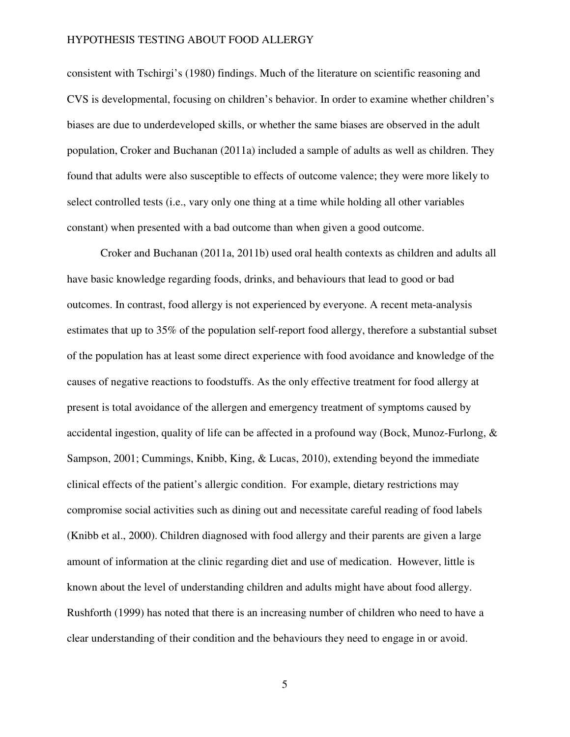consistent with Tschirgi's (1980) findings. Much of the literature on scientific reasoning and CVS is developmental, focusing on children's behavior. In order to examine whether children's biases are due to underdeveloped skills, or whether the same biases are observed in the adult population, Croker and Buchanan (2011a) included a sample of adults as well as children. They found that adults were also susceptible to effects of outcome valence; they were more likely to select controlled tests (i.e., vary only one thing at a time while holding all other variables constant) when presented with a bad outcome than when given a good outcome.

Croker and Buchanan (2011a, 2011b) used oral health contexts as children and adults all have basic knowledge regarding foods, drinks, and behaviours that lead to good or bad outcomes. In contrast, food allergy is not experienced by everyone. A recent meta-analysis estimates that up to 35% of the population self-report food allergy, therefore a substantial subset of the population has at least some direct experience with food avoidance and knowledge of the causes of negative reactions to foodstuffs. As the only effective treatment for food allergy at present is total avoidance of the allergen and emergency treatment of symptoms caused by accidental ingestion, quality of life can be affected in a profound way (Bock, Munoz-Furlong, & Sampson, 2001; Cummings, Knibb, King, & Lucas, 2010), extending beyond the immediate clinical effects of the patient's allergic condition. For example, dietary restrictions may compromise social activities such as dining out and necessitate careful reading of food labels (Knibb et al., 2000). Children diagnosed with food allergy and their parents are given a large amount of information at the clinic regarding diet and use of medication. However, little is known about the level of understanding children and adults might have about food allergy. Rushforth (1999) has noted that there is an increasing number of children who need to have a clear understanding of their condition and the behaviours they need to engage in or avoid.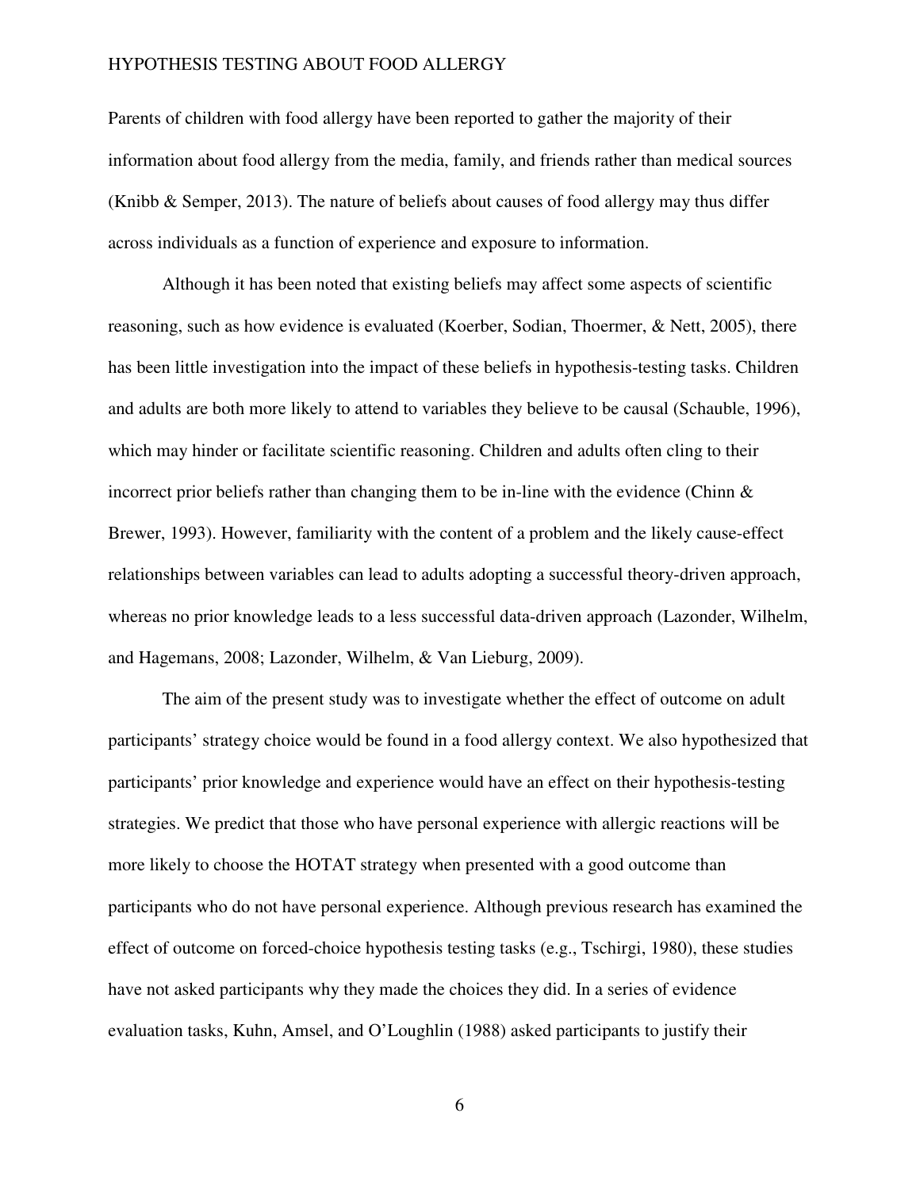Parents of children with food allergy have been reported to gather the majority of their information about food allergy from the media, family, and friends rather than medical sources (Knibb & Semper, 2013). The nature of beliefs about causes of food allergy may thus differ across individuals as a function of experience and exposure to information.

Although it has been noted that existing beliefs may affect some aspects of scientific reasoning, such as how evidence is evaluated (Koerber, Sodian, Thoermer, & Nett, 2005), there has been little investigation into the impact of these beliefs in hypothesis-testing tasks. Children and adults are both more likely to attend to variables they believe to be causal (Schauble, 1996), which may hinder or facilitate scientific reasoning. Children and adults often cling to their incorrect prior beliefs rather than changing them to be in-line with the evidence (Chinn & Brewer, 1993). However, familiarity with the content of a problem and the likely cause-effect relationships between variables can lead to adults adopting a successful theory-driven approach, whereas no prior knowledge leads to a less successful data-driven approach (Lazonder, Wilhelm, and Hagemans, 2008; Lazonder, Wilhelm, & Van Lieburg, 2009).

The aim of the present study was to investigate whether the effect of outcome on adult participants' strategy choice would be found in a food allergy context. We also hypothesized that participants' prior knowledge and experience would have an effect on their hypothesis-testing strategies. We predict that those who have personal experience with allergic reactions will be more likely to choose the HOTAT strategy when presented with a good outcome than participants who do not have personal experience. Although previous research has examined the effect of outcome on forced-choice hypothesis testing tasks (e.g., Tschirgi, 1980), these studies have not asked participants why they made the choices they did. In a series of evidence evaluation tasks, Kuhn, Amsel, and O'Loughlin (1988) asked participants to justify their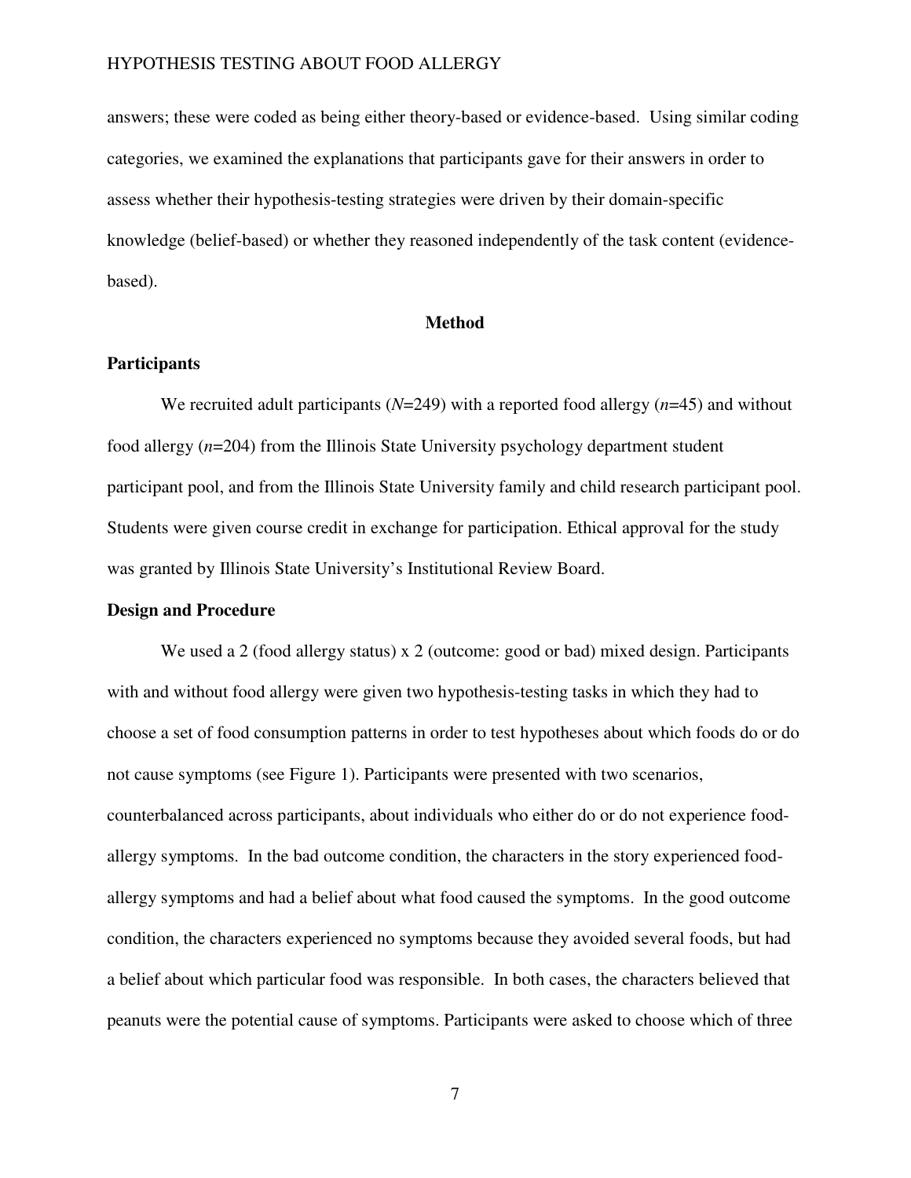answers; these were coded as being either theory-based or evidence-based. Using similar coding categories, we examined the explanations that participants gave for their answers in order to assess whether their hypothesis-testing strategies were driven by their domain-specific knowledge (belief-based) or whether they reasoned independently of the task content (evidence-based).

## Method

### Participants

We recruited adult participants (*N*=249) with a reported food allergy (*n*=45) and without food allergy (*n*=204) from the Illinois State University psychology department student participant pool, and from the Illinois State University family and child research participant pool. Students were given course credit in exchange for participation. Ethical approval for the study was granted by Illinois State University's Institutional Review Board.

### Design and Procedure

We used a 2 (food allergy status) x 2 (outcome: good or bad) mixed design. Participants with and without food allergy were given two hypothesis-testing tasks in which they had to choose a set of food consumption patterns in order to test hypotheses about which foods do or do not cause symptoms (see Figure 1). Participants were presented with two scenarios, counterbalanced across participants, about individuals who either do or do not experience food-allergy symptoms. In the bad outcome condition, the characters in the story experienced food-allergy symptoms and had a belief about what food caused the symptoms. In the good outcome condition, the characters experienced no symptoms because they avoided several foods, but had a belief about which particular food was responsible. In both cases, the characters believed that peanuts were the potential cause of symptoms. Participants were asked to choose which of three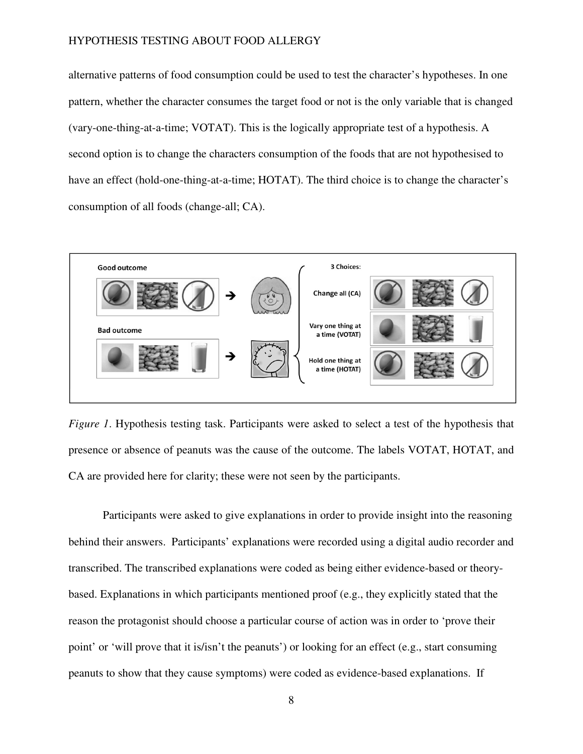alternative patterns of food consumption could be used to test the character's hypotheses. In one pattern, whether the character consumes the target food or not is the only variable that is changed (vary-one-thing-at-a-time; VOTAT). This is the logically appropriate test of a hypothesis. A second option is to change the characters consumption of the foods that are not hypothesised to have an effect (hold-one-thing-at-a-time; HOTAT). The third choice is to change the character's consumption of all foods (change-all; CA).

*Figure 1*. Hypothesis testing task. Participants were asked to select a test of the hypothesis that presence or absence of peanuts was the cause of the outcome. The labels VOTAT, HOTAT, and CA are provided here for clarity; these were not seen by the participants.

Participants were asked to give explanations in order to provide insight into the reasoning behind their answers. Participants' explanations were recorded using a digital audio recorder and transcribed. The transcribed explanations were coded as being either evidence-based or theory-based. Explanations in which participants mentioned proof (e.g., they explicitly stated that the reason the protagonist should choose a particular course of action was in order to 'prove their point' or 'will prove that it is/isn't the peanuts') or looking for an effect (e.g., start consuming peanuts to show that they cause symptoms) were coded as evidence-based explanations. If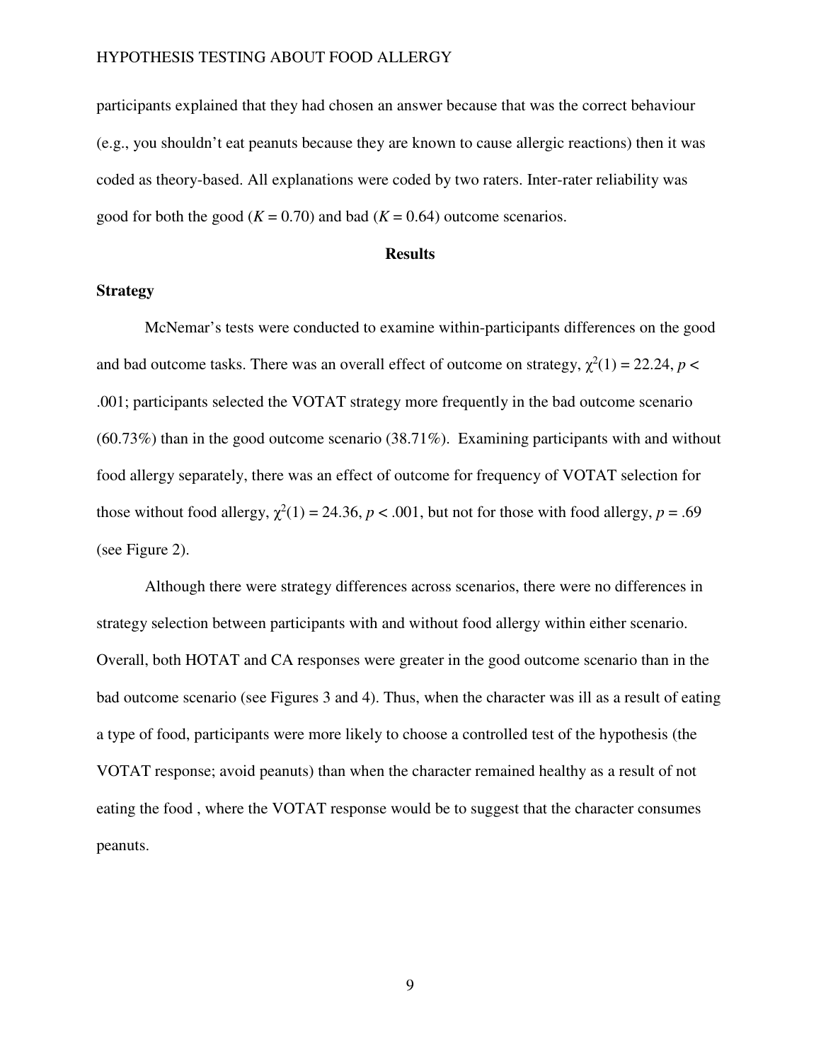participants explained that they had chosen an answer because that was the correct behaviour (e.g., you shouldn't eat peanuts because they are known to cause allergic reactions) then it was coded as theory-based. All explanations were coded by two raters. Inter-rater reliability was good for both the good ($K$ = 0.70) and bad ($K$ = 0.64) outcome scenarios.

## Results

### Strategy

McNemar's tests were conducted to examine within-participants differences on the good and bad outcome tasks. There was an overall effect of outcome on strategy, $\chi^2(1) = 22.24$, $p < .001$; participants selected the VOTAT strategy more frequently in the bad outcome scenario (60.73%) than in the good outcome scenario (38.71%). Examining participants with and without food allergy separately, there was an effect of outcome for frequency of VOTAT selection for those without food allergy, $\chi^2(1) = 24.36$, $p < .001$, but not for those with food allergy, $p = .69$ (see Figure 2).

Although there were strategy differences across scenarios, there were no differences in strategy selection between participants with and without food allergy within either scenario. Overall, both HOTAT and CA responses were greater in the good outcome scenario than in the bad outcome scenario (see Figures 3 and 4). Thus, when the character was ill as a result of eating a type of food, participants were more likely to choose a controlled test of the hypothesis (the VOTAT response; avoid peanuts) than when the character remained healthy as a result of not eating the food , where the VOTAT response would be to suggest that the character consumes peanuts.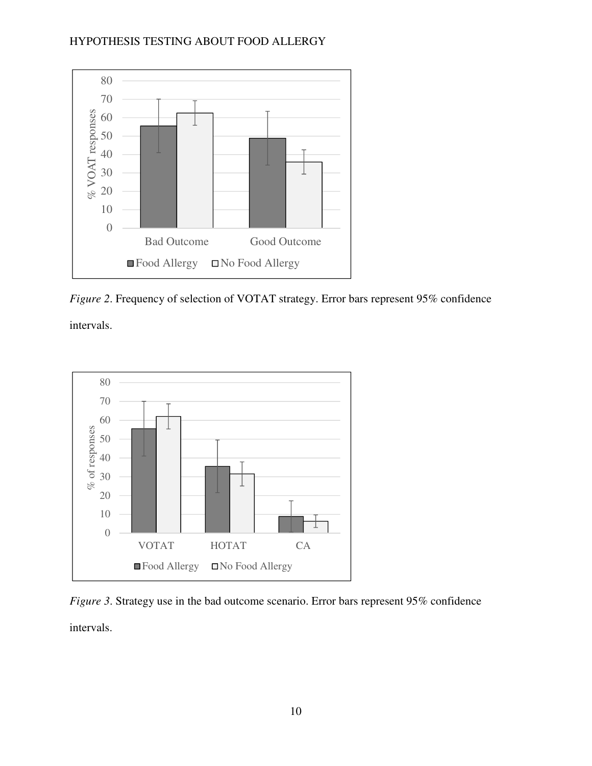*Figure 2*. Frequency of selection of VOTAT strategy. Error bars represent 95% confidence intervals.

*Figure 3*. Strategy use in the bad outcome scenario. Error bars represent 95% confidence intervals.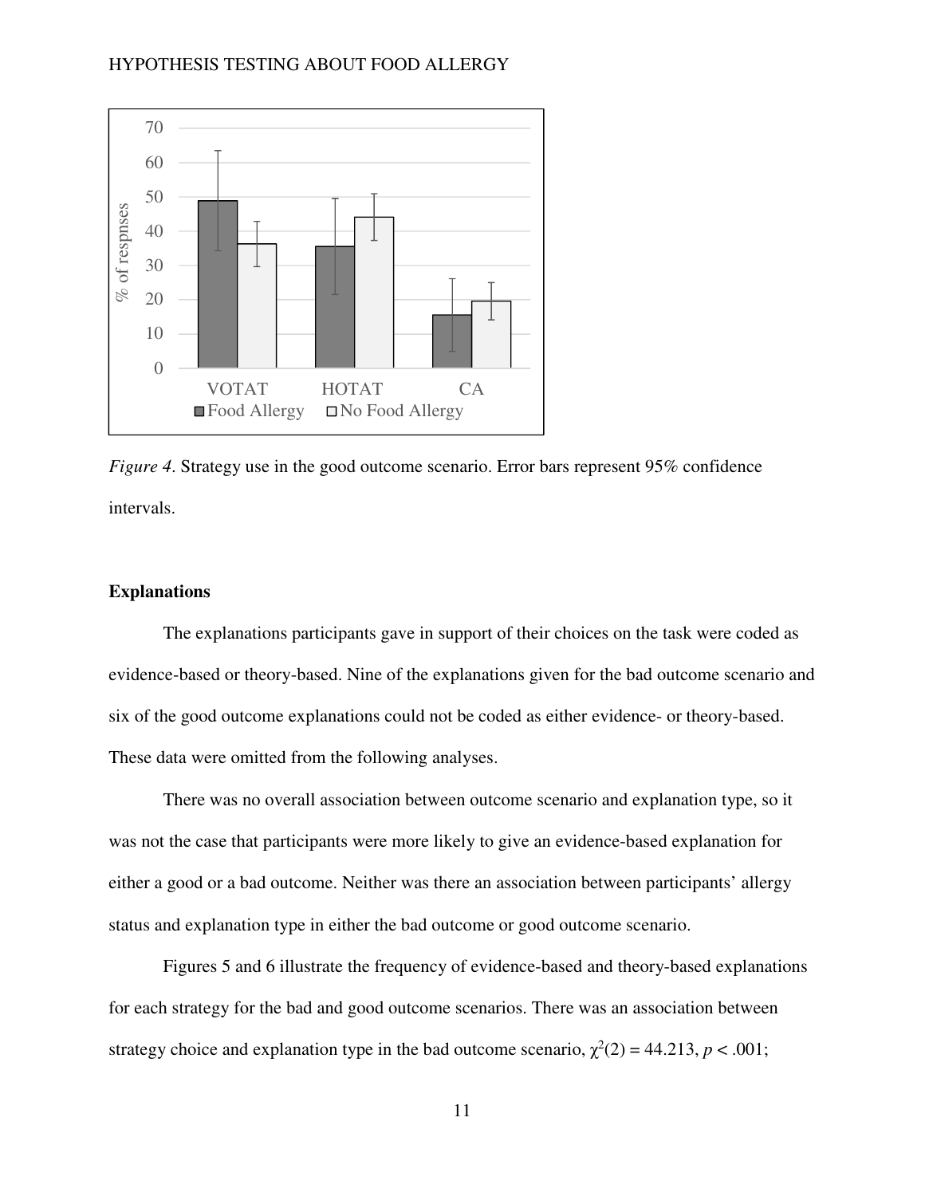*Figure 4*. Strategy use in the good outcome scenario. Error bars represent 95% confidence intervals.

### Explanations

The explanations participants gave in support of their choices on the task were coded as evidence-based or theory-based. Nine of the explanations given for the bad outcome scenario and six of the good outcome explanations could not be coded as either evidence- or theory-based. These data were omitted from the following analyses.

There was no overall association between outcome scenario and explanation type, so it was not the case that participants were more likely to give an evidence-based explanation for either a good or a bad outcome. Neither was there an association between participants' allergy status and explanation type in either the bad outcome or good outcome scenario.

Figures 5 and 6 illustrate the frequency of evidence-based and theory-based explanations for each strategy for the bad and good outcome scenarios. There was an association between strategy choice and explanation type in the bad outcome scenario, $\chi^2(2) = 44.213$, $p < .001$;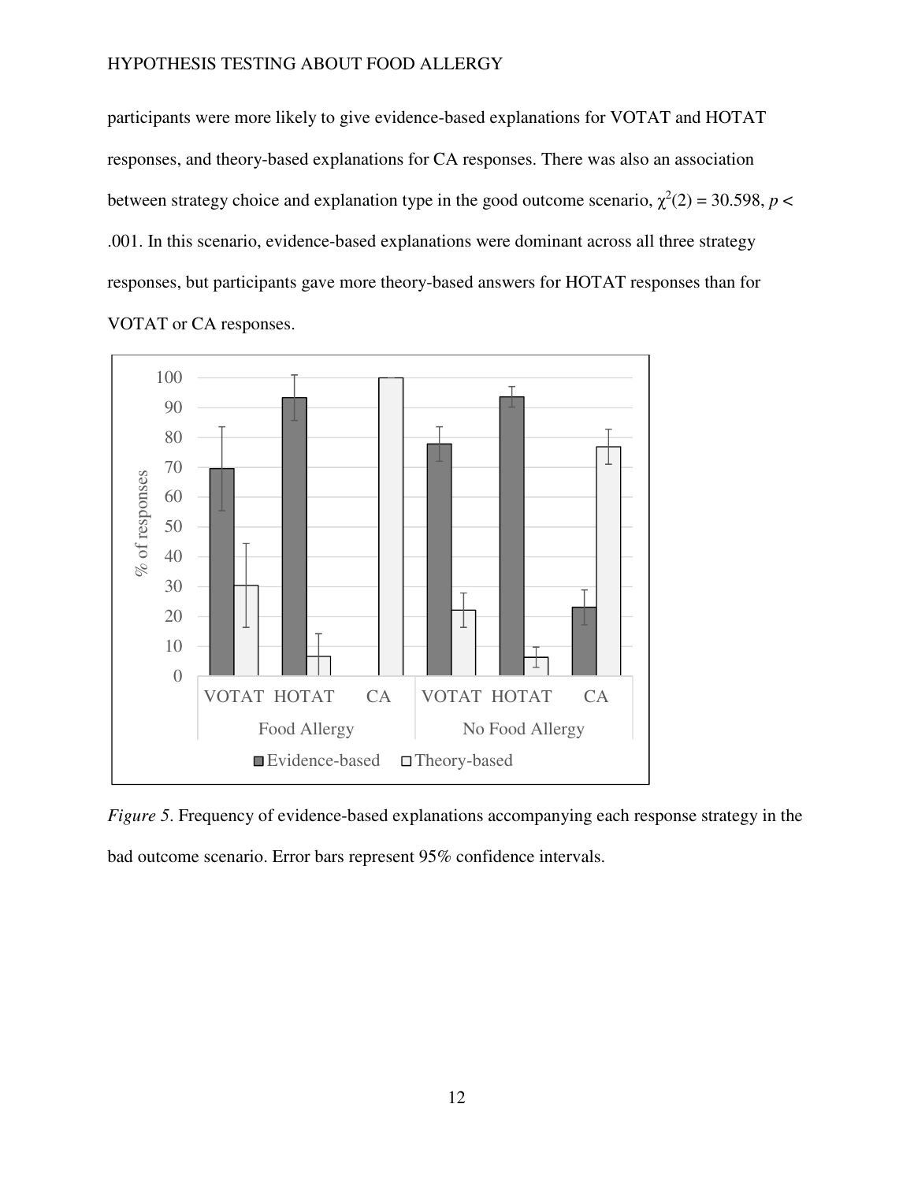participants were more likely to give evidence-based explanations for VOTAT and HOTAT responses, and theory-based explanations for CA responses. There was also an association between strategy choice and explanation type in the good outcome scenario, $\chi^2(2) = 30.598$, $p < .001$. In this scenario, evidence-based explanations were dominant across all three strategy responses, but participants gave more theory-based answers for HOTAT responses than for VOTAT or CA responses.

*Figure 5*. Frequency of evidence-based explanations accompanying each response strategy in the bad outcome scenario. Error bars represent 95% confidence intervals.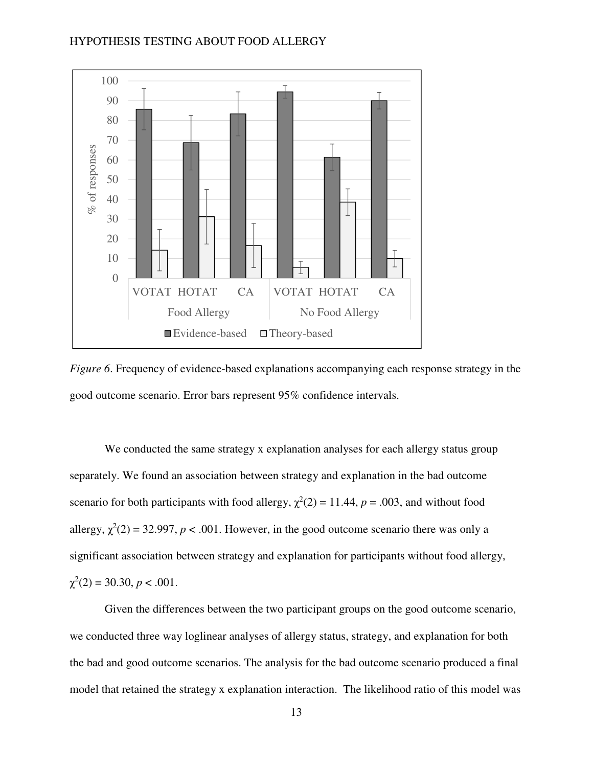*Figure 6*. Frequency of evidence-based explanations accompanying each response strategy in the good outcome scenario. Error bars represent 95% confidence intervals.

We conducted the same strategy x explanation analyses for each allergy status group separately. We found an association between strategy and explanation in the bad outcome scenario for both participants with food allergy, $\chi^2(2) = 11.44$, $p = .003$, and without food allergy, $\chi^2(2) = 32.997$, $p < .001$. However, in the good outcome scenario there was only a significant association between strategy and explanation for participants without food allergy, $\chi^2(2) = 30.30$, $p < .001$.

Given the differences between the two participant groups on the good outcome scenario, we conducted three way loglinear analyses of allergy status, strategy, and explanation for both the bad and good outcome scenarios. The analysis for the bad outcome scenario produced a final model that retained the strategy x explanation interaction. The likelihood ratio of this model was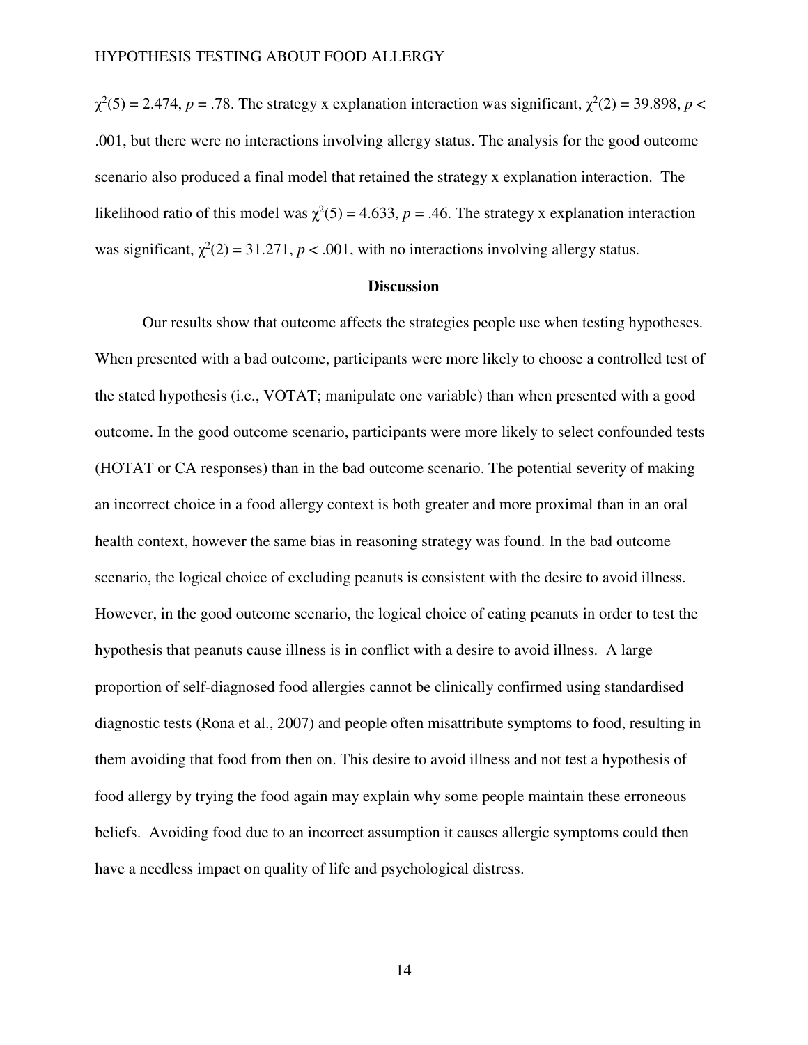$\chi^2(5) = 2.474$, $p = .78$. The strategy x explanation interaction was significant, $\chi^2(2) = 39.898$, $p < .001$, but there were no interactions involving allergy status. The analysis for the good outcome scenario also produced a final model that retained the strategy x explanation interaction. The likelihood ratio of this model was $\chi^2(5) = 4.633$, $p = .46$. The strategy x explanation interaction was significant, $\chi^2(2) = 31.271$, $p < .001$, with no interactions involving allergy status.

## Discussion

Our results show that outcome affects the strategies people use when testing hypotheses. When presented with a bad outcome, participants were more likely to choose a controlled test of the stated hypothesis (i.e., VOTAT; manipulate one variable) than when presented with a good outcome. In the good outcome scenario, participants were more likely to select confounded tests (HOTAT or CA responses) than in the bad outcome scenario. The potential severity of making an incorrect choice in a food allergy context is both greater and more proximal than in an oral health context, however the same bias in reasoning strategy was found. In the bad outcome scenario, the logical choice of excluding peanuts is consistent with the desire to avoid illness. However, in the good outcome scenario, the logical choice of eating peanuts in order to test the hypothesis that peanuts cause illness is in conflict with a desire to avoid illness. A large proportion of self-diagnosed food allergies cannot be clinically confirmed using standardised diagnostic tests (Rona et al., 2007) and people often misattribute symptoms to food, resulting in them avoiding that food from then on. This desire to avoid illness and not test a hypothesis of food allergy by trying the food again may explain why some people maintain these erroneous beliefs. Avoiding food due to an incorrect assumption it causes allergic symptoms could then have a needless impact on quality of life and psychological distress.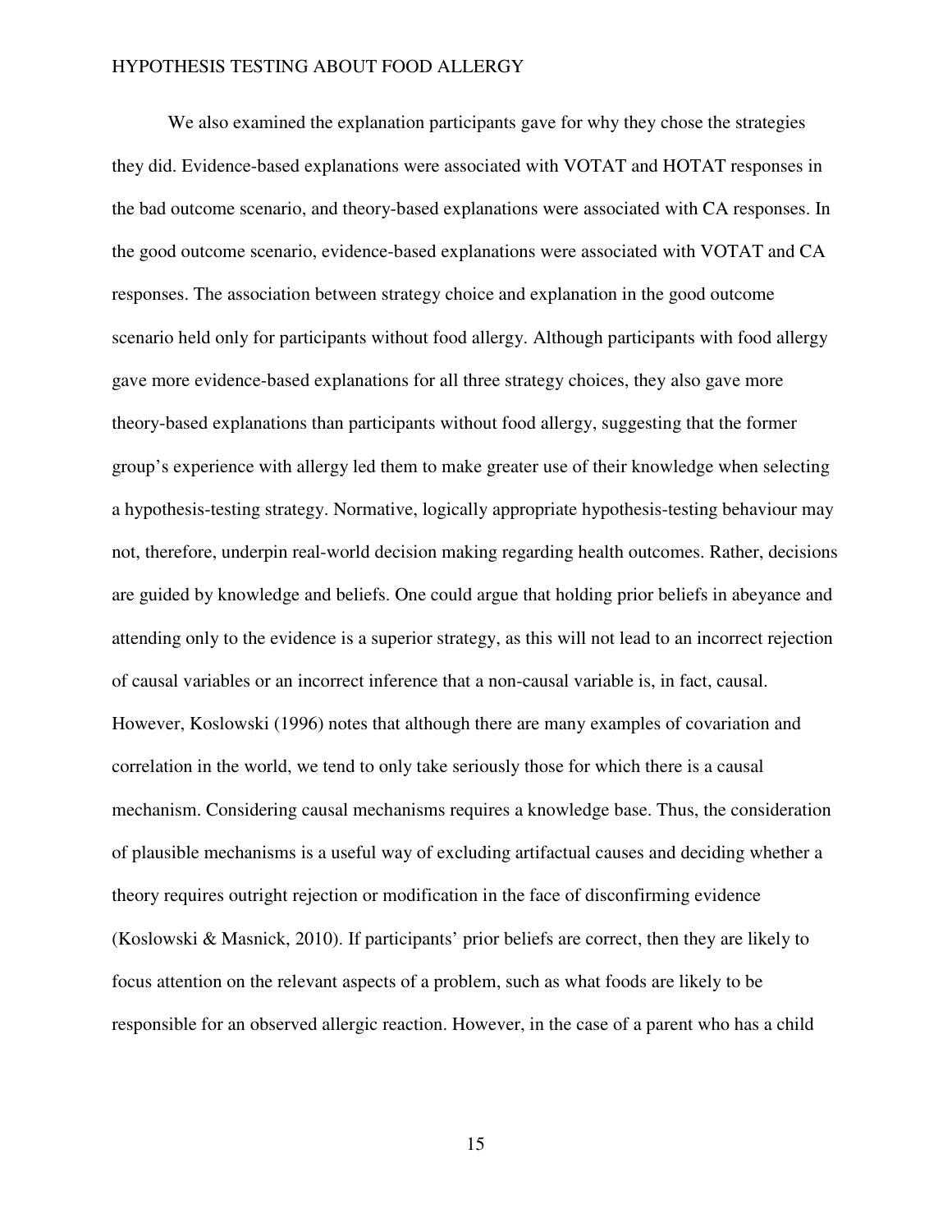We also examined the explanation participants gave for why they chose the strategies they did. Evidence-based explanations were associated with VOTAT and HOTAT responses in the bad outcome scenario, and theory-based explanations were associated with CA responses. In the good outcome scenario, evidence-based explanations were associated with VOTAT and CA responses. The association between strategy choice and explanation in the good outcome scenario held only for participants without food allergy. Although participants with food allergy gave more evidence-based explanations for all three strategy choices, they also gave more theory-based explanations than participants without food allergy, suggesting that the former group's experience with allergy led them to make greater use of their knowledge when selecting a hypothesis-testing strategy. Normative, logically appropriate hypothesis-testing behaviour may not, therefore, underpin real-world decision making regarding health outcomes. Rather, decisions are guided by knowledge and beliefs. One could argue that holding prior beliefs in abeyance and attending only to the evidence is a superior strategy, as this will not lead to an incorrect rejection of causal variables or an incorrect inference that a non-causal variable is, in fact, causal. However, Koslowski (1996) notes that although there are many examples of covariation and correlation in the world, we tend to only take seriously those for which there is a causal mechanism. Considering causal mechanisms requires a knowledge base. Thus, the consideration of plausible mechanisms is a useful way of excluding artifactual causes and deciding whether a theory requires outright rejection or modification in the face of disconfirming evidence (Koslowski & Masnick, 2010). If participants' prior beliefs are correct, then they are likely to focus attention on the relevant aspects of a problem, such as what foods are likely to be responsible for an observed allergic reaction. However, in the case of a parent who has a child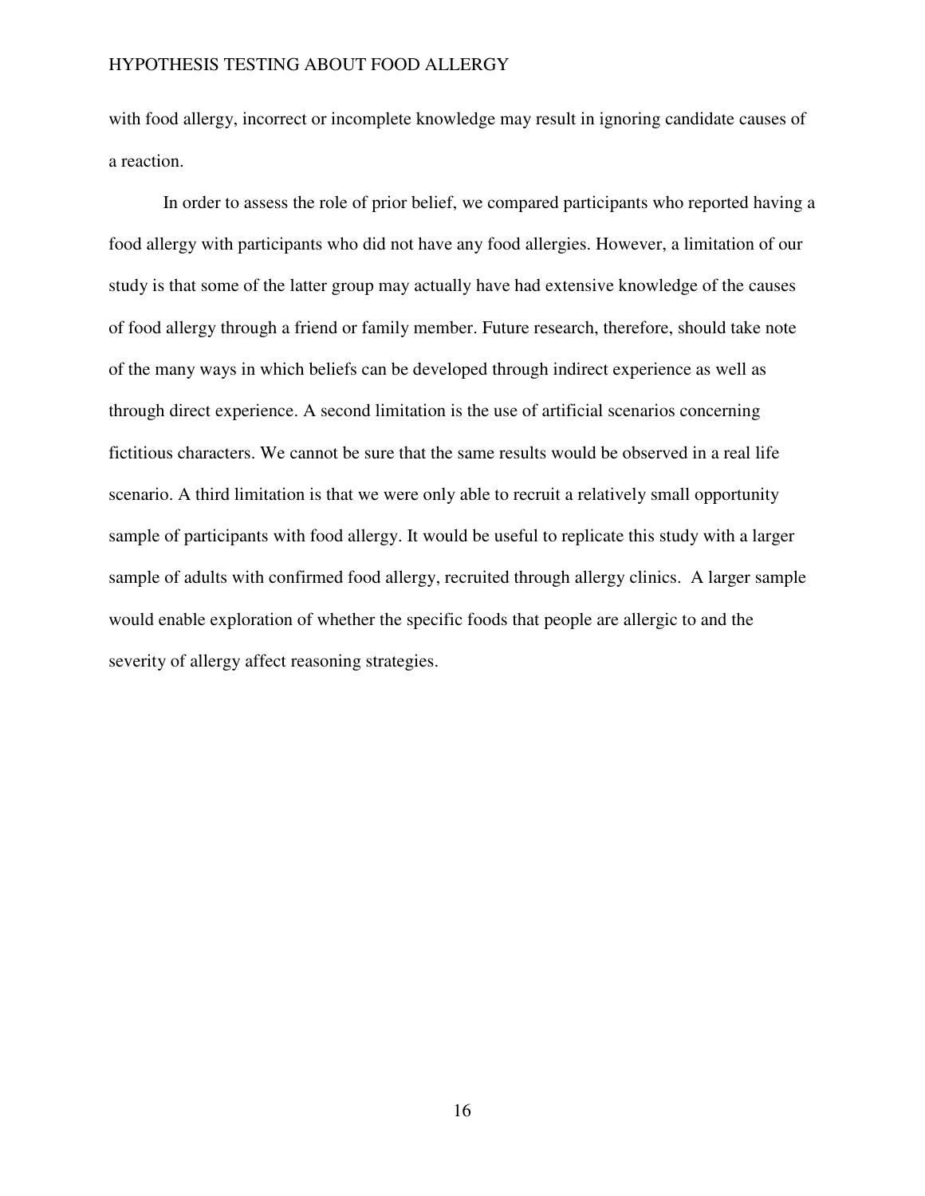with food allergy, incorrect or incomplete knowledge may result in ignoring candidate causes of a reaction.

In order to assess the role of prior belief, we compared participants who reported having a food allergy with participants who did not have any food allergies. However, a limitation of our study is that some of the latter group may actually have had extensive knowledge of the causes of food allergy through a friend or family member. Future research, therefore, should take note of the many ways in which beliefs can be developed through indirect experience as well as through direct experience. A second limitation is the use of artificial scenarios concerning fictitious characters. We cannot be sure that the same results would be observed in a real life scenario. A third limitation is that we were only able to recruit a relatively small opportunity sample of participants with food allergy. It would be useful to replicate this study with a larger sample of adults with confirmed food allergy, recruited through allergy clinics. A larger sample would enable exploration of whether the specific foods that people are allergic to and the severity of allergy affect reasoning strategies.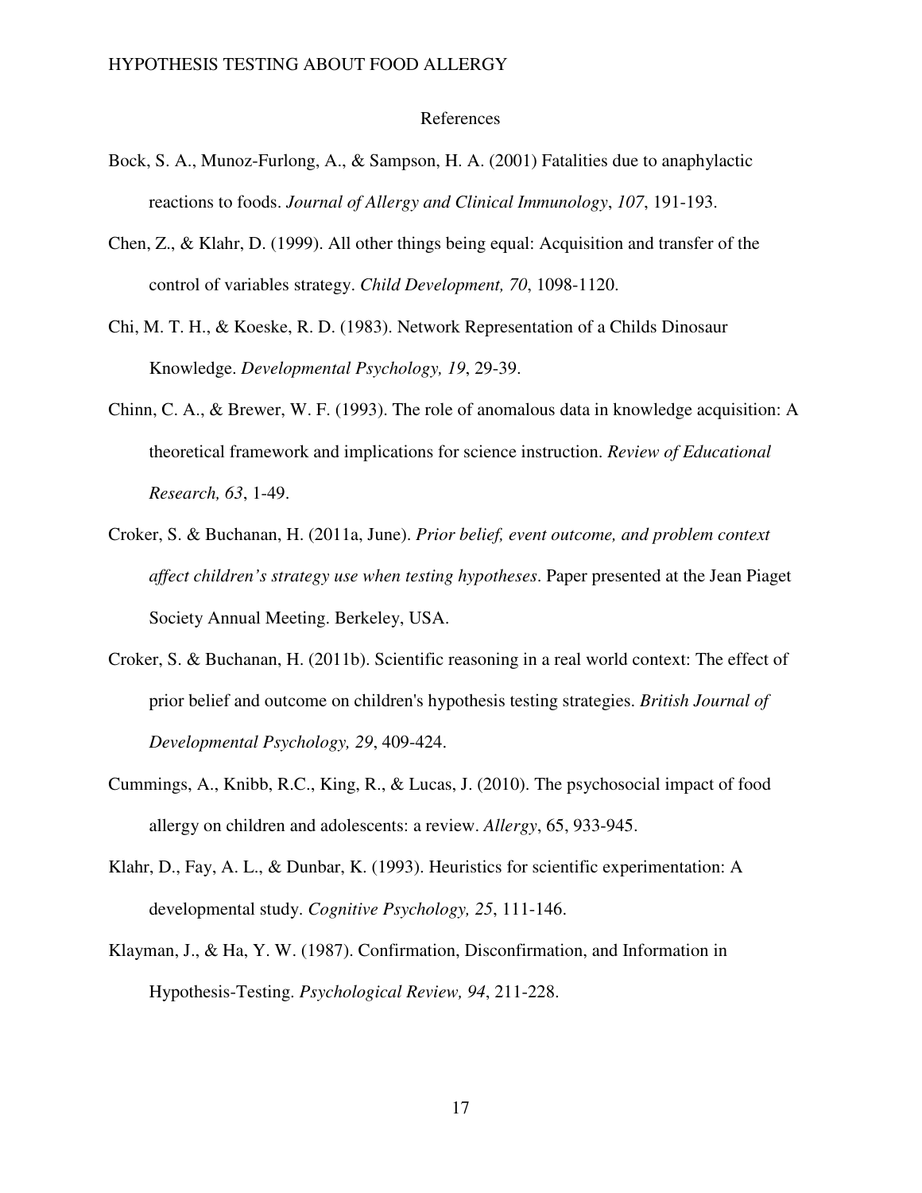# References

Bock, S. A., Munoz-Furlong, A., & Sampson, H. A. (2001) Fatalities due to anaphylactic reactions to foods. *Journal of Allergy and Clinical Immunology*, *107*, 191-193.

Chen, Z., & Klahr, D. (1999). All other things being equal: Acquisition and transfer of the control of variables strategy. *Child Development, 70*, 1098-1120.

Chi, M. T. H., & Koeske, R. D. (1983). Network Representation of a Childs Dinosaur Knowledge. *Developmental Psychology, 19*, 29-39.

Chinn, C. A., & Brewer, W. F. (1993). The role of anomalous data in knowledge acquisition: A theoretical framework and implications for science instruction. *Review of Educational Research, 63*, 1-49.

Croker, S. & Buchanan, H. (2011a, June). *Prior belief, event outcome, and problem context affect children's strategy use when testing hypotheses*. Paper presented at the Jean Piaget Society Annual Meeting. Berkeley, USA.

Croker, S. & Buchanan, H. (2011b). Scientific reasoning in a real world context: The effect of prior belief and outcome on children's hypothesis testing strategies. *British Journal of Developmental Psychology, 29*, 409-424.

Cummings, A., Knibb, R.C., King, R., & Lucas, J. (2010). The psychosocial impact of food allergy on children and adolescents: a review. *Allergy*, 65, 933-945.

Klahr, D., Fay, A. L., & Dunbar, K. (1993). Heuristics for scientific experimentation: A developmental study. *Cognitive Psychology, 25*, 111-146.

Klayman, J., & Ha, Y. W. (1987). Confirmation, Disconfirmation, and Information in Hypothesis-Testing. *Psychological Review, 94*, 211-228.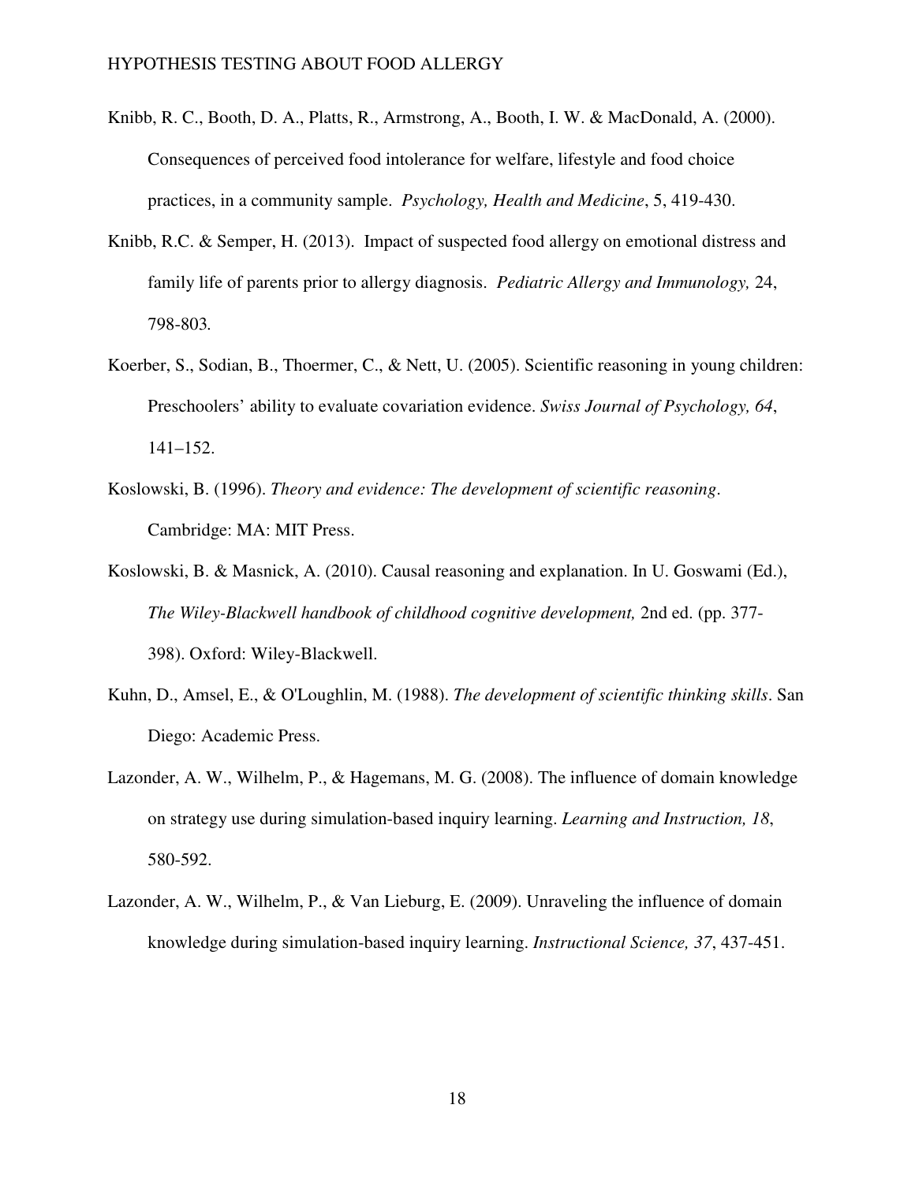Knibb, R. C., Booth, D. A., Platts, R., Armstrong, A., Booth, I. W. & MacDonald, A. (2000). Consequences of perceived food intolerance for welfare, lifestyle and food choice practices, in a community sample. *Psychology, Health and Medicine*, 5, 419-430.

Knibb, R.C. & Semper, H. (2013). Impact of suspected food allergy on emotional distress and family life of parents prior to allergy diagnosis. *Pediatric Allergy and Immunology,* 24, 798-803.

Koerber, S., Sodian, B., Thoermer, C., & Nett, U. (2005). Scientific reasoning in young children: Preschoolers' ability to evaluate covariation evidence. *Swiss Journal of Psychology, 64*, 141–152.

Koslowski, B. (1996). *Theory and evidence: The development of scientific reasoning*. Cambridge: MA: MIT Press.

Koslowski, B. & Masnick, A. (2010). Causal reasoning and explanation. In U. Goswami (Ed.), *The Wiley-Blackwell handbook of childhood cognitive development,* 2nd ed. (pp. 377-398). Oxford: Wiley-Blackwell.

Kuhn, D., Amsel, E., & O'Loughlin, M. (1988). *The development of scientific thinking skills*. San Diego: Academic Press.

Lazonder, A. W., Wilhelm, P., & Hagemans, M. G. (2008). The influence of domain knowledge on strategy use during simulation-based inquiry learning. *Learning and Instruction, 18*, 580-592.

Lazonder, A. W., Wilhelm, P., & Van Lieburg, E. (2009). Unraveling the influence of domain knowledge during simulation-based inquiry learning. *Instructional Science, 37*, 437-451.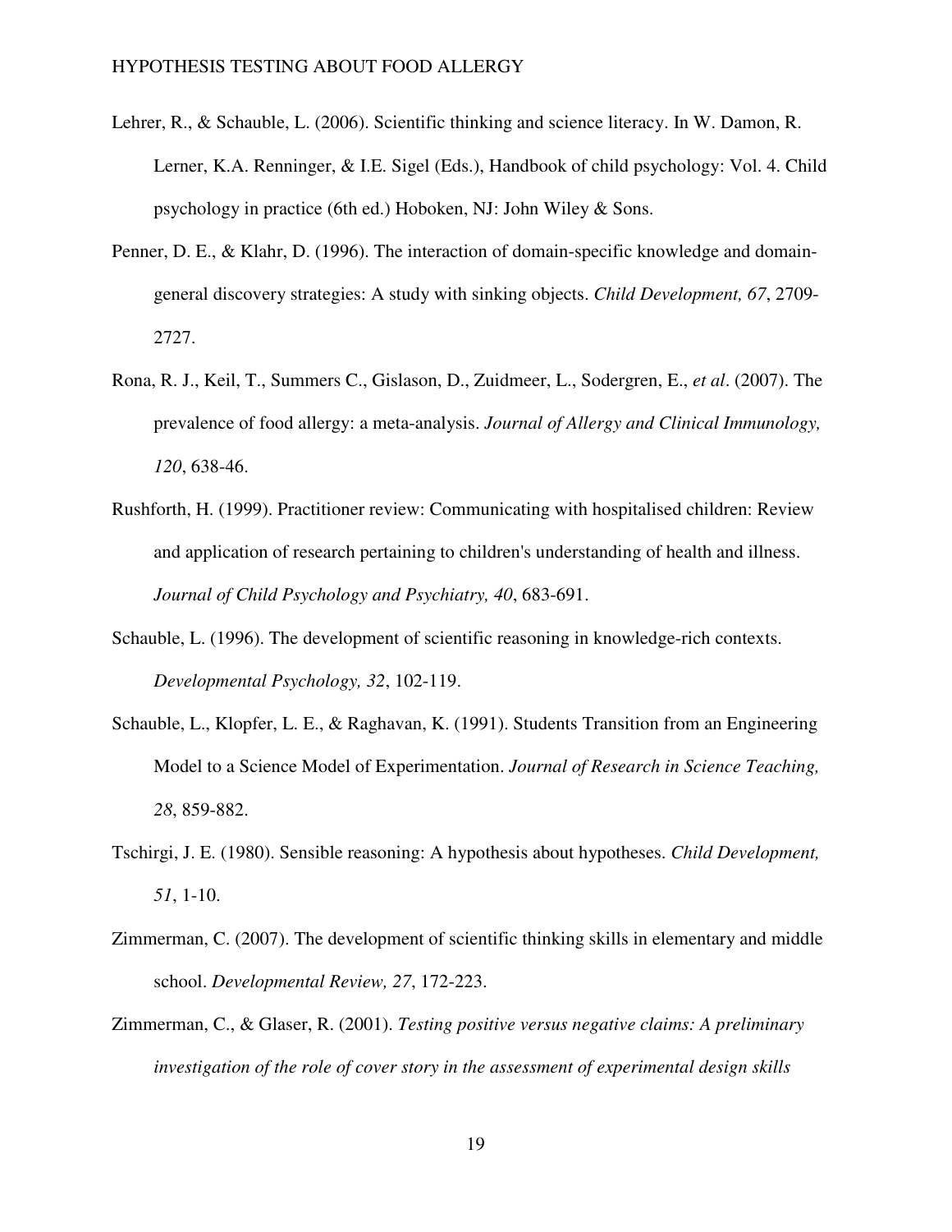Lehrer, R., & Schauble, L. (2006). Scientific thinking and science literacy. In W. Damon, R. Lerner, K.A. Renninger, & I.E. Sigel (Eds.), Handbook of child psychology: Vol. 4. Child psychology in practice (6th ed.) Hoboken, NJ: John Wiley & Sons.

Penner, D. E., & Klahr, D. (1996). The interaction of domain-specific knowledge and domain-general discovery strategies: A study with sinking objects. *Child Development, 67*, 2709-2727.

Rona, R. J., Keil, T., Summers C., Gislason, D., Zuidmeer, L., Sodergren, E., *et al*. (2007). The prevalence of food allergy: a meta-analysis. *Journal of Allergy and Clinical Immunology, 120*, 638-46.

Rushforth, H. (1999). Practitioner review: Communicating with hospitalised children: Review and application of research pertaining to children's understanding of health and illness. *Journal of Child Psychology and Psychiatry, 40*, 683-691.

Schauble, L. (1996). The development of scientific reasoning in knowledge-rich contexts. *Developmental Psychology, 32*, 102-119.

Schauble, L., Klopfer, L. E., & Raghavan, K. (1991). Students Transition from an Engineering Model to a Science Model of Experimentation. *Journal of Research in Science Teaching, 28*, 859-882.

Tschirgi, J. E. (1980). Sensible reasoning: A hypothesis about hypotheses. *Child Development, 51*, 1-10.

Zimmerman, C. (2007). The development of scientific thinking skills in elementary and middle school. *Developmental Review, 27*, 172-223.

Zimmerman, C., & Glaser, R. (2001). *Testing positive versus negative claims: A preliminary investigation of the role of cover story in the assessment of experimental design skills*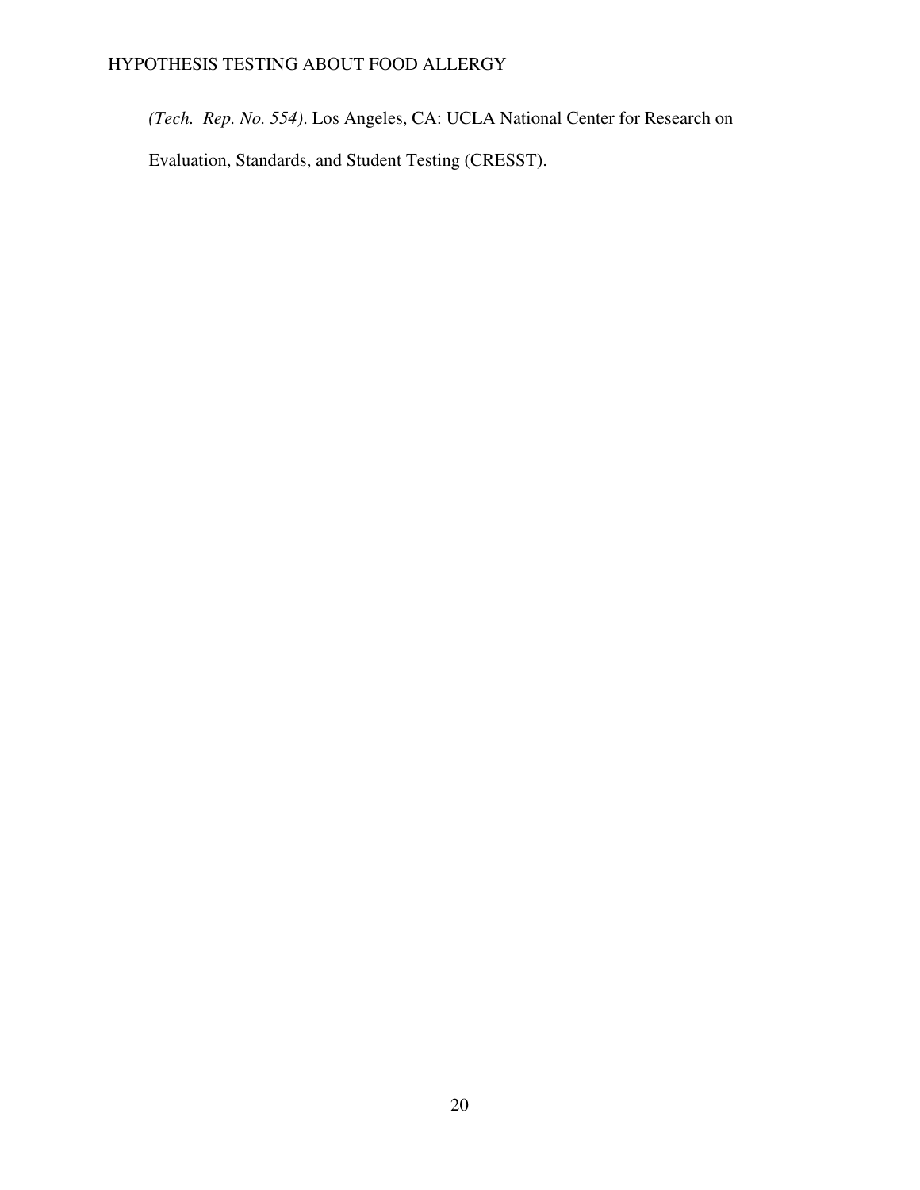*(Tech.  Rep. No. 554)*. Los Angeles, CA: UCLA National Center for Research on Evaluation, Standards, and Student Testing (CRESST).